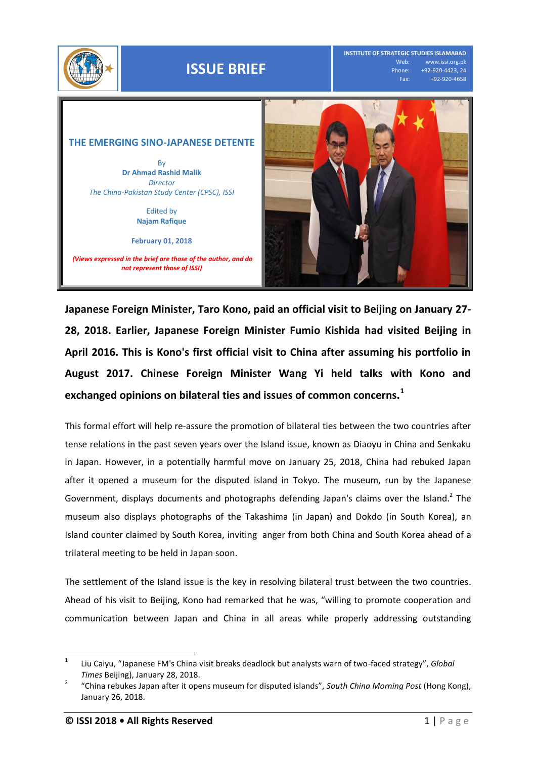ISSUE BRIEF

INSTITUTE OF STRATEGIC STUDIES ISLAMABAD
Web: www.issi.org.pk
Phone: +92-920-4423, 24
Fax: +92-920-4658

# THE EMERGING SINO-JAPANESE DETENTE

By
**Dr Ahmad Rashid Malik**
*Director*
*The China-Pakistan Study Center (CPSC), ISSI*

Edited by
**Najam Rafique**

**February 01, 2018**

***(Views expressed in the brief are those of the author, and do not represent those of ISSI)***

**Japanese Foreign Minister, Taro Kono, paid an official visit to Beijing on January 27-28, 2018. Earlier, Japanese Foreign Minister Fumio Kishida had visited Beijing in April 2016. This is Kono's first official visit to China after assuming his portfolio in August 2017. Chinese Foreign Minister Wang Yi held talks with Kono and exchanged opinions on bilateral ties and issues of common concerns.[1]**

This formal effort will help re-assure the promotion of bilateral ties between the two countries after tense relations in the past seven years over the Island issue, known as Diaoyu in China and Senkaku in Japan. However, in a potentially harmful move on January 25, 2018, China had rebuked Japan after it opened a museum for the disputed island in Tokyo. The museum, run by the Japanese Government, displays documents and photographs defending Japan's claims over the Island.[2] The museum also displays photographs of the Takashima (in Japan) and Dokdo (in South Korea), an Island counter claimed by South Korea, inviting anger from both China and South Korea ahead of a trilateral meeting to be held in Japan soon.

The settlement of the Island issue is the key in resolving bilateral trust between the two countries. Ahead of his visit to Beijing, Kono had remarked that he was, "willing to promote cooperation and communication between Japan and China in all areas while properly addressing outstanding

---

[1] Liu Caiyu, "Japanese FM's China visit breaks deadlock but analysts warn of two-faced strategy", *Global Times* Beijing), January 28, 2018.

[2] "China rebukes Japan after it opens museum for disputed islands", *South China Morning Post* (Hong Kong), January 26, 2018.

**© ISSI 2018 • All Rights Reserved**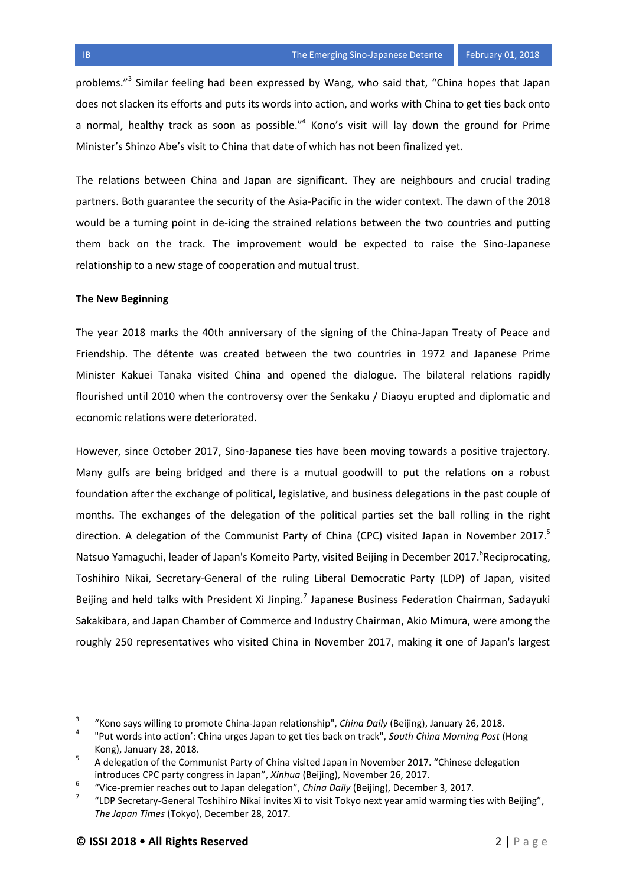problems."[3] Similar feeling had been expressed by Wang, who said that, "China hopes that Japan does not slacken its efforts and puts its words into action, and works with China to get ties back onto a normal, healthy track as soon as possible."[4] Kono's visit will lay down the ground for Prime Minister's Shinzo Abe's visit to China that date of which has not been finalized yet.

The relations between China and Japan are significant. They are neighbours and crucial trading partners. Both guarantee the security of the Asia-Pacific in the wider context. The dawn of the 2018 would be a turning point in de-icing the strained relations between the two countries and putting them back on the track. The improvement would be expected to raise the Sino-Japanese relationship to a new stage of cooperation and mutual trust.

**The New Beginning**

The year 2018 marks the 40th anniversary of the signing of the China-Japan Treaty of Peace and Friendship. The détente was created between the two countries in 1972 and Japanese Prime Minister Kakuei Tanaka visited China and opened the dialogue. The bilateral relations rapidly flourished until 2010 when the controversy over the Senkaku / Diaoyu erupted and diplomatic and economic relations were deteriorated.

However, since October 2017, Sino-Japanese ties have been moving towards a positive trajectory. Many gulfs are being bridged and there is a mutual goodwill to put the relations on a robust foundation after the exchange of political, legislative, and business delegations in the past couple of months. The exchanges of the delegation of the political parties set the ball rolling in the right direction. A delegation of the Communist Party of China (CPC) visited Japan in November 2017.[5] Natsuo Yamaguchi, leader of Japan's Komeito Party, visited Beijing in December 2017.[6]Reciprocating, Toshihiro Nikai, Secretary-General of the ruling Liberal Democratic Party (LDP) of Japan, visited Beijing and held talks with President Xi Jinping.[7] Japanese Business Federation Chairman, Sadayuki Sakakibara, and Japan Chamber of Commerce and Industry Chairman, Akio Mimura, were among the roughly 250 representatives who visited China in November 2017, making it one of Japan's largest

---

[3] "Kono says willing to promote China-Japan relationship", *China Daily* (Beijing), January 26, 2018.

[4] "Put words into action': China urges Japan to get ties back on track", *South China Morning Post* (Hong Kong), January 28, 2018.

[5] A delegation of the Communist Party of China visited Japan in November 2017. "Chinese delegation introduces CPC party congress in Japan", *Xinhua* (Beijing), November 26, 2017.

[6] "Vice-premier reaches out to Japan delegation", *China Daily* (Beijing), December 3, 2017.

[7] "LDP Secretary-General Toshihiro Nikai invites Xi to visit Tokyo next year amid warming ties with Beijing", *The Japan Times* (Tokyo), December 28, 2017.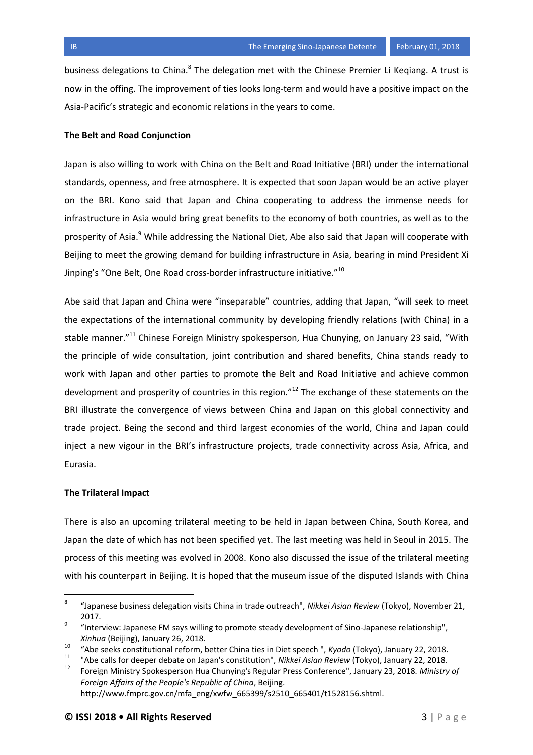business delegations to China.[8] The delegation met with the Chinese Premier Li Keqiang. A trust is now in the offing. The improvement of ties looks long-term and would have a positive impact on the Asia-Pacific's strategic and economic relations in the years to come.

**The Belt and Road Conjunction**

Japan is also willing to work with China on the Belt and Road Initiative (BRI) under the international standards, openness, and free atmosphere. It is expected that soon Japan would be an active player on the BRI. Kono said that Japan and China cooperating to address the immense needs for infrastructure in Asia would bring great benefits to the economy of both countries, as well as to the prosperity of Asia.[9] While addressing the National Diet, Abe also said that Japan will cooperate with Beijing to meet the growing demand for building infrastructure in Asia, bearing in mind President Xi Jinping's "One Belt, One Road cross-border infrastructure initiative."[10]

Abe said that Japan and China were "inseparable" countries, adding that Japan, "will seek to meet the expectations of the international community by developing friendly relations (with China) in a stable manner."[11] Chinese Foreign Ministry spokesperson, Hua Chunying, on January 23 said, "With the principle of wide consultation, joint contribution and shared benefits, China stands ready to work with Japan and other parties to promote the Belt and Road Initiative and achieve common development and prosperity of countries in this region."[12] The exchange of these statements on the BRI illustrate the convergence of views between China and Japan on this global connectivity and trade project. Being the second and third largest economies of the world, China and Japan could inject a new vigour in the BRI's infrastructure projects, trade connectivity across Asia, Africa, and Eurasia.

**The Trilateral Impact**

There is also an upcoming trilateral meeting to be held in Japan between China, South Korea, and Japan the date of which has not been specified yet. The last meeting was held in Seoul in 2015. The process of this meeting was evolved in 2008. Kono also discussed the issue of the trilateral meeting with his counterpart in Beijing. It is hoped that the museum issue of the disputed Islands with China

---

[8] "Japanese business delegation visits China in trade outreach", *Nikkei Asian Review* (Tokyo), November 21, 2017.

[9] "Interview: Japanese FM says willing to promote steady development of Sino-Japanese relationship", *Xinhua* (Beijing), January 26, 2018.

[10] "Abe seeks constitutional reform, better China ties in Diet speech ", *Kyodo* (Tokyo), January 22, 2018.

[11] "Abe calls for deeper debate on Japan's constitution", *Nikkei Asian Review* (Tokyo), January 22, 2018.

[12] Foreign Ministry Spokesperson Hua Chunying's Regular Press Conference", January 23, 2018. *Ministry of Foreign Affairs of the People's Republic of China*, Beijing. http://www.fmprc.gov.cn/mfa_eng/xwfw_665399/s2510_665401/t1528156.shtml.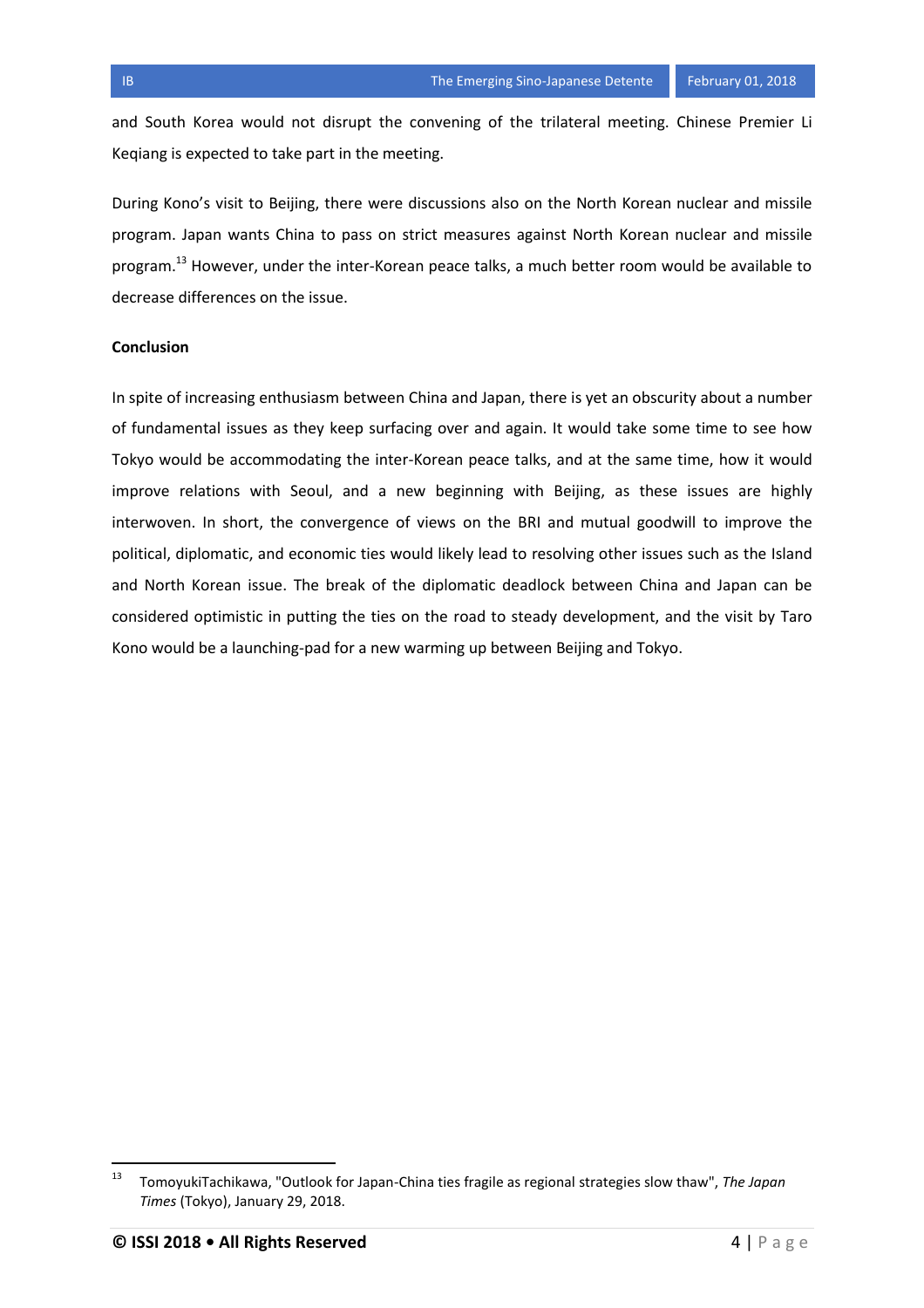and South Korea would not disrupt the convening of the trilateral meeting. Chinese Premier Li Keqiang is expected to take part in the meeting.

During Kono's visit to Beijing, there were discussions also on the North Korean nuclear and missile program. Japan wants China to pass on strict measures against North Korean nuclear and missile program.[13] However, under the inter-Korean peace talks, a much better room would be available to decrease differences on the issue.

**Conclusion**

In spite of increasing enthusiasm between China and Japan, there is yet an obscurity about a number of fundamental issues as they keep surfacing over and again. It would take some time to see how Tokyo would be accommodating the inter-Korean peace talks, and at the same time, how it would improve relations with Seoul, and a new beginning with Beijing, as these issues are highly interwoven. In short, the convergence of views on the BRI and mutual goodwill to improve the political, diplomatic, and economic ties would likely lead to resolving other issues such as the Island and North Korean issue. The break of the diplomatic deadlock between China and Japan can be considered optimistic in putting the ties on the road to steady development, and the visit by Taro Kono would be a launching-pad for a new warming up between Beijing and Tokyo.

---

[13] TomoyukiTachikawa, "Outlook for Japan-China ties fragile as regional strategies slow thaw", *The Japan Times* (Tokyo), January 29, 2018.